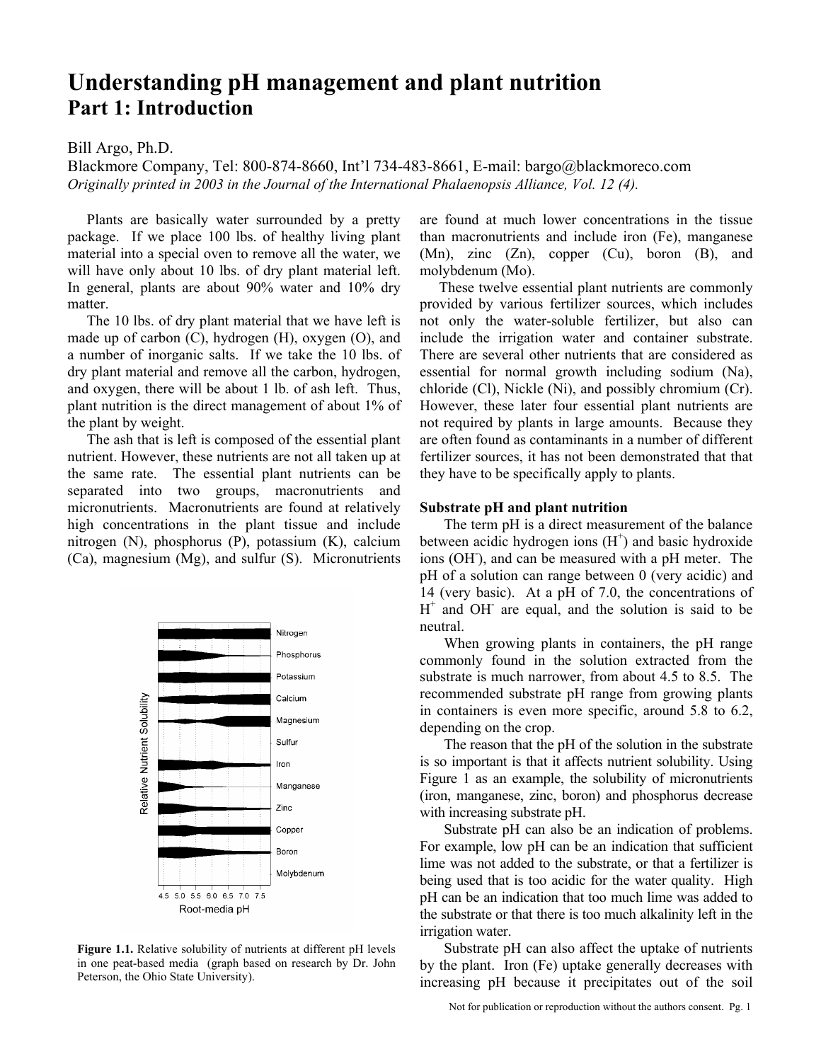# Understanding pH management and plant nutrition

## Part 1: Introduction

Bill Argo, Ph.D.

Blackmore Company, Tel: 800-874-8660, Int'l 734-483-8661, E-mail: bargo@blackmoreco.com

*Originally printed in 2003 in the Journal of the International Phalaenopsis Alliance, Vol. 12 (4).*

Plants are basically water surrounded by a pretty package. If we place 100 lbs. of healthy living plant material into a special oven to remove all the water, we will have only about 10 lbs. of dry plant material left. In general, plants are about 90% water and 10% dry matter.

The 10 lbs. of dry plant material that we have left is made up of carbon (C), hydrogen (H), oxygen (O), and a number of inorganic salts. If we take the 10 lbs. of dry plant material and remove all the carbon, hydrogen, and oxygen, there will be about 1 lb. of ash left. Thus, plant nutrition is the direct management of about 1% of the plant by weight.

The ash that is left is composed of the essential plant nutrient. However, these nutrients are not all taken up at the same rate. The essential plant nutrients can be separated into two groups, macronutrients and micronutrients. Macronutrients are found at relatively high concentrations in the plant tissue and include nitrogen (N), phosphorus (P), potassium (K), calcium (Ca), magnesium (Mg), and sulfur (S). Micronutrients are found at much lower concentrations in the tissue than macronutrients and include iron (Fe), manganese (Mn), zinc (Zn), copper (Cu), boron (B), and molybdenum (Mo).

These twelve essential plant nutrients are commonly provided by various fertilizer sources, which includes not only the water-soluble fertilizer, but also can include the irrigation water and container substrate. There are several other nutrients that are considered as essential for normal growth including sodium (Na), chloride (Cl), Nickle (Ni), and possibly chromium (Cr). However, these later four essential plant nutrients are not required by plants in large amounts. Because they are often found as contaminants in a number of different fertilizer sources, it has not been demonstrated that that they have to be specifically apply to plants.

Figure 1.1. Relative solubility of nutrients at different pH levels in one peat-based media (graph based on research by Dr. John Peterson, the Ohio State University).

### Substrate pH and plant nutrition

The term pH is a direct measurement of the balance between acidic hydrogen ions ($H^+$) and basic hydroxide ions ($OH^-$), and can be measured with a pH meter. The pH of a solution can range between 0 (very acidic) and 14 (very basic). At a pH of 7.0, the concentrations of $H^+$ and $OH^-$ are equal, and the solution is said to be neutral.

When growing plants in containers, the pH range commonly found in the solution extracted from the substrate is much narrower, from about 4.5 to 8.5. The recommended substrate pH range from growing plants in containers is even more specific, around 5.8 to 6.2, depending on the crop.

The reason that the pH of the solution in the substrate is so important is that it affects nutrient solubility. Using Figure 1 as an example, the solubility of micronutrients (iron, manganese, zinc, boron) and phosphorus decrease with increasing substrate pH.

Substrate pH can also be an indication of problems. For example, low pH can be an indication that sufficient lime was not added to the substrate, or that a fertilizer is being used that is too acidic for the water quality. High pH can be an indication that too much lime was added to the substrate or that there is too much alkalinity left in the irrigation water.

Substrate pH can also affect the uptake of nutrients by the plant. Iron (Fe) uptake generally decreases with increasing pH because it precipitates out of the soil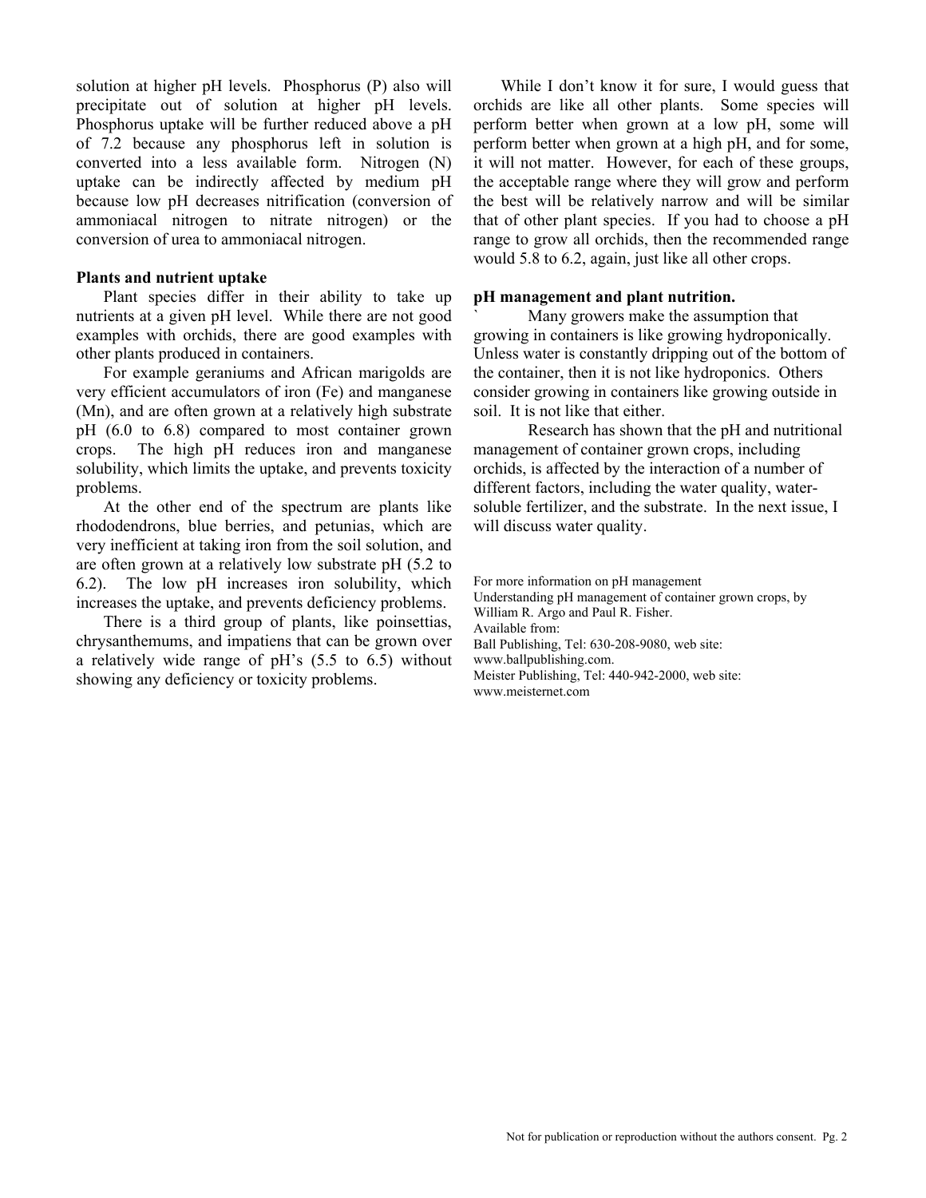solution at higher pH levels. Phosphorus (P) also will precipitate out of solution at higher pH levels. Phosphorus uptake will be further reduced above a pH of 7.2 because any phosphorus left in solution is converted into a less available form. Nitrogen (N) uptake can be indirectly affected by medium pH because low pH decreases nitrification (conversion of ammoniacal nitrogen to nitrate nitrogen) or the conversion of urea to ammoniacal nitrogen.

**Plants and nutrient uptake**

Plant species differ in their ability to take up nutrients at a given pH level. While there are not good examples with orchids, there are good examples with other plants produced in containers.

For example geraniums and African marigolds are very efficient accumulators of iron (Fe) and manganese (Mn), and are often grown at a relatively high substrate pH (6.0 to 6.8) compared to most container grown crops. The high pH reduces iron and manganese solubility, which limits the uptake, and prevents toxicity problems.

At the other end of the spectrum are plants like rhododendrons, blue berries, and petunias, which are very inefficient at taking iron from the soil solution, and are often grown at a relatively low substrate pH (5.2 to 6.2). The low pH increases iron solubility, which increases the uptake, and prevents deficiency problems.

There is a third group of plants, like poinsettias, chrysanthemums, and impatiens that can be grown over a relatively wide range of pH's (5.5 to 6.5) without showing any deficiency or toxicity problems.

While I don't know it for sure, I would guess that orchids are like all other plants. Some species will perform better when grown at a low pH, some will perform better when grown at a high pH, and for some, it will not matter. However, for each of these groups, the acceptable range where they will grow and perform the best will be relatively narrow and will be similar that of other plant species. If you had to choose a pH range to grow all orchids, then the recommended range would 5.8 to 6.2, again, just like all other crops.

**pH management and plant nutrition.**

` Many growers make the assumption that growing in containers is like growing hydroponically. Unless water is constantly dripping out of the bottom of the container, then it is not like hydroponics. Others consider growing in containers like growing outside in soil. It is not like that either.

Research has shown that the pH and nutritional management of container grown crops, including orchids, is affected by the interaction of a number of different factors, including the water quality, water-soluble fertilizer, and the substrate. In the next issue, I will discuss water quality.

For more information on pH management
Understanding pH management of container grown crops, by William R. Argo and Paul R. Fisher.
Available from:
Ball Publishing, Tel: 630-208-9080, web site: www.ballpublishing.com.
Meister Publishing, Tel: 440-942-2000, web site: www.meisternet.com

Not for publication or reproduction without the authors consent.